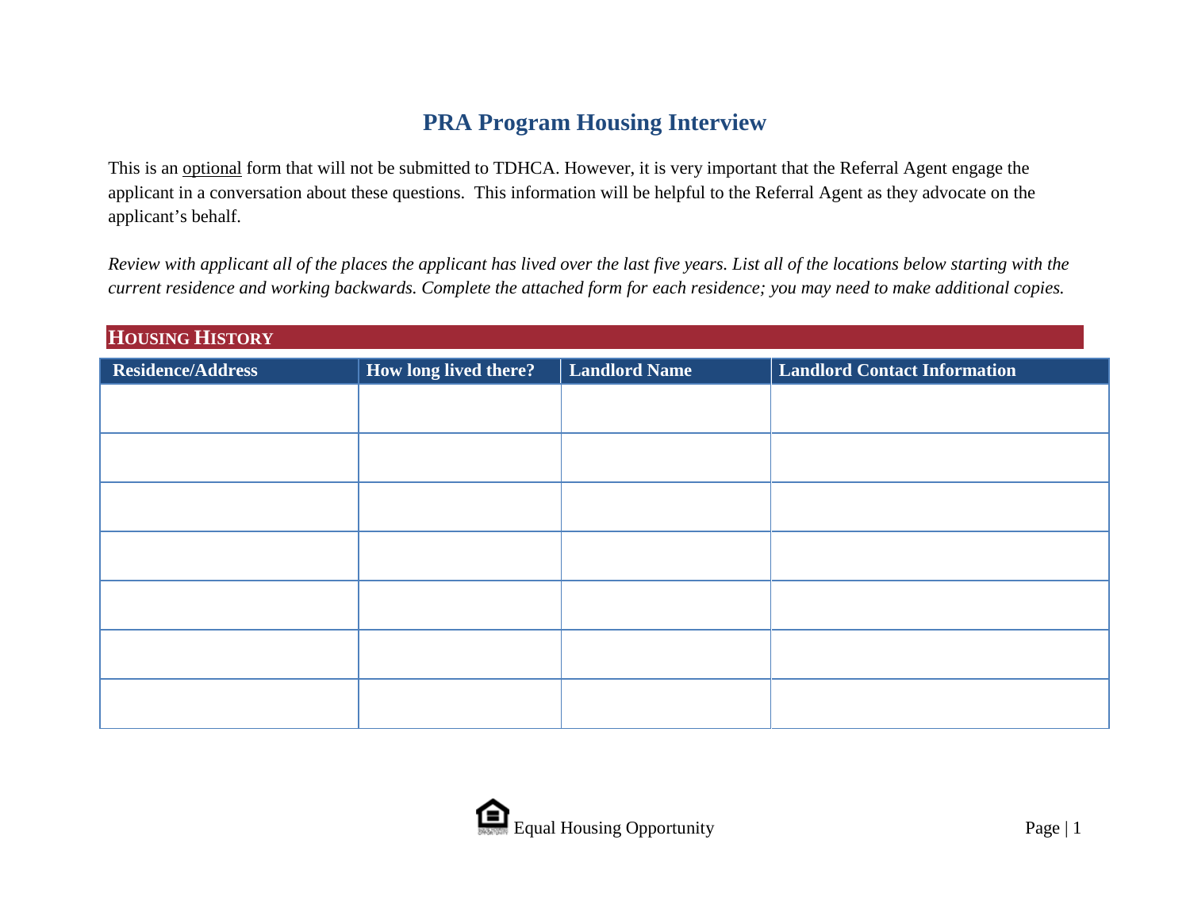# PRA Program Housing Interview

This is an optional form that will not be submitted to TDHCA. However, it is very important that the Referral Agent engage the applicant in a conversation about these questions. This information will be helpful to the Referral Agent as they advocate on the applicant's behalf.

*Review with applicant all of the places the applicant has lived over the last five years. List all of the locations below starting with the current residence and working backwards. Complete the attached form for each residence; you may need to make additional copies.*

## HOUSING HISTORY

| Residence/Address | How long lived there? | Landlord Name | Landlord Contact Information |
|---|---|---|---|
| | | | |
| | | | |
| | | | |
| | | | |
| | | | |
| | | | |
| | | | |

Equal Housing Opportunity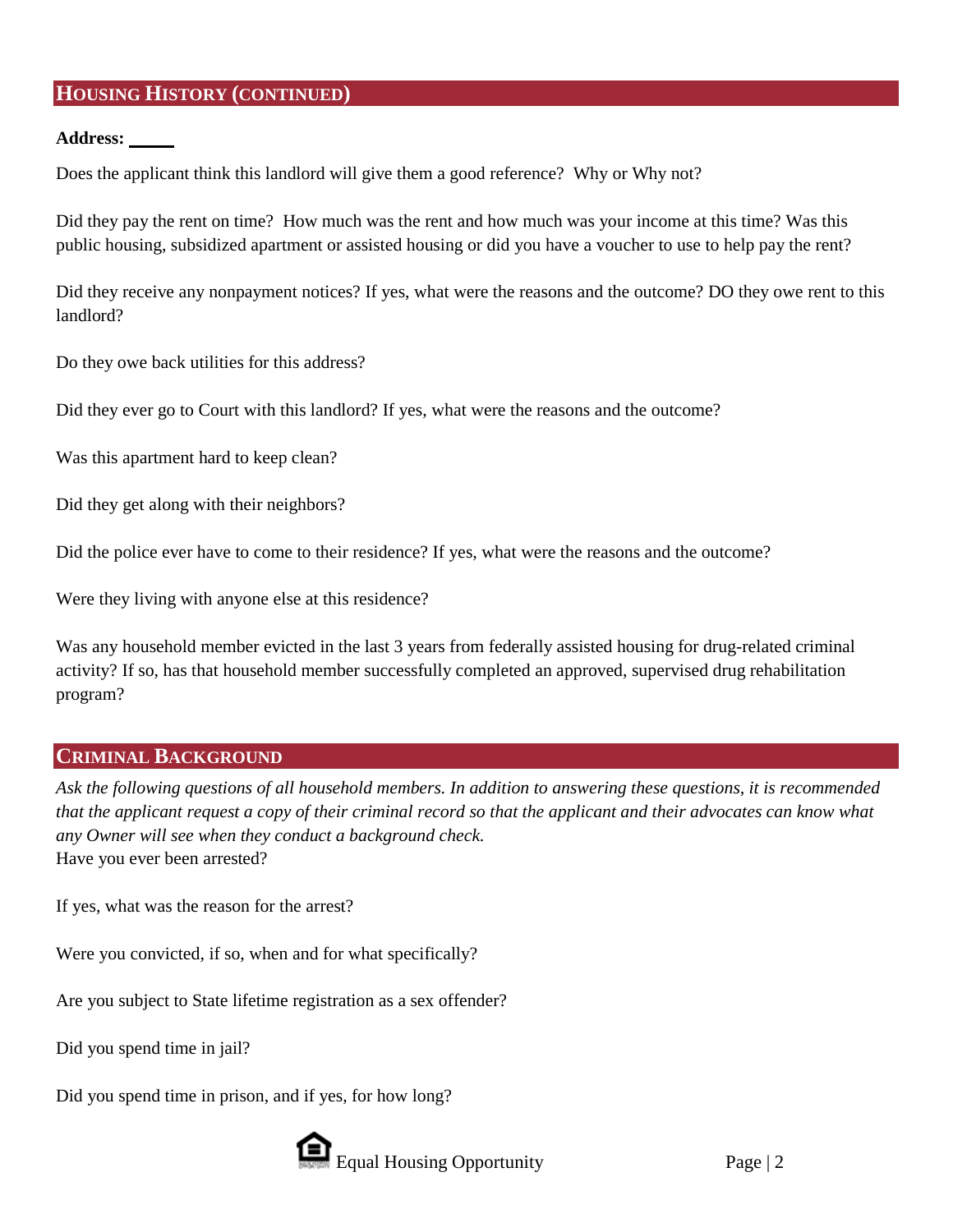## Housing History (continued)

**Address:** \_\_\_\_\_

Does the applicant think this landlord will give them a good reference? Why or Why not?

Did they pay the rent on time? How much was the rent and how much was your income at this time? Was this public housing, subsidized apartment or assisted housing or did you have a voucher to use to help pay the rent?

Did they receive any nonpayment notices? If yes, what were the reasons and the outcome? DO they owe rent to this landlord?

Do they owe back utilities for this address?

Did they ever go to Court with this landlord? If yes, what were the reasons and the outcome?

Was this apartment hard to keep clean?

Did they get along with their neighbors?

Did the police ever have to come to their residence? If yes, what were the reasons and the outcome?

Were they living with anyone else at this residence?

Was any household member evicted in the last 3 years from federally assisted housing for drug-related criminal activity? If so, has that household member successfully completed an approved, supervised drug rehabilitation program?

## Criminal Background

*Ask the following questions of all household members. In addition to answering these questions, it is recommended that the applicant request a copy of their criminal record so that the applicant and their advocates can know what any Owner will see when they conduct a background check.*

Have you ever been arrested?

If yes, what was the reason for the arrest?

Were you convicted, if so, when and for what specifically?

Are you subject to State lifetime registration as a sex offender?

Did you spend time in jail?

Did you spend time in prison, and if yes, for how long?

Equal Housing Opportunity